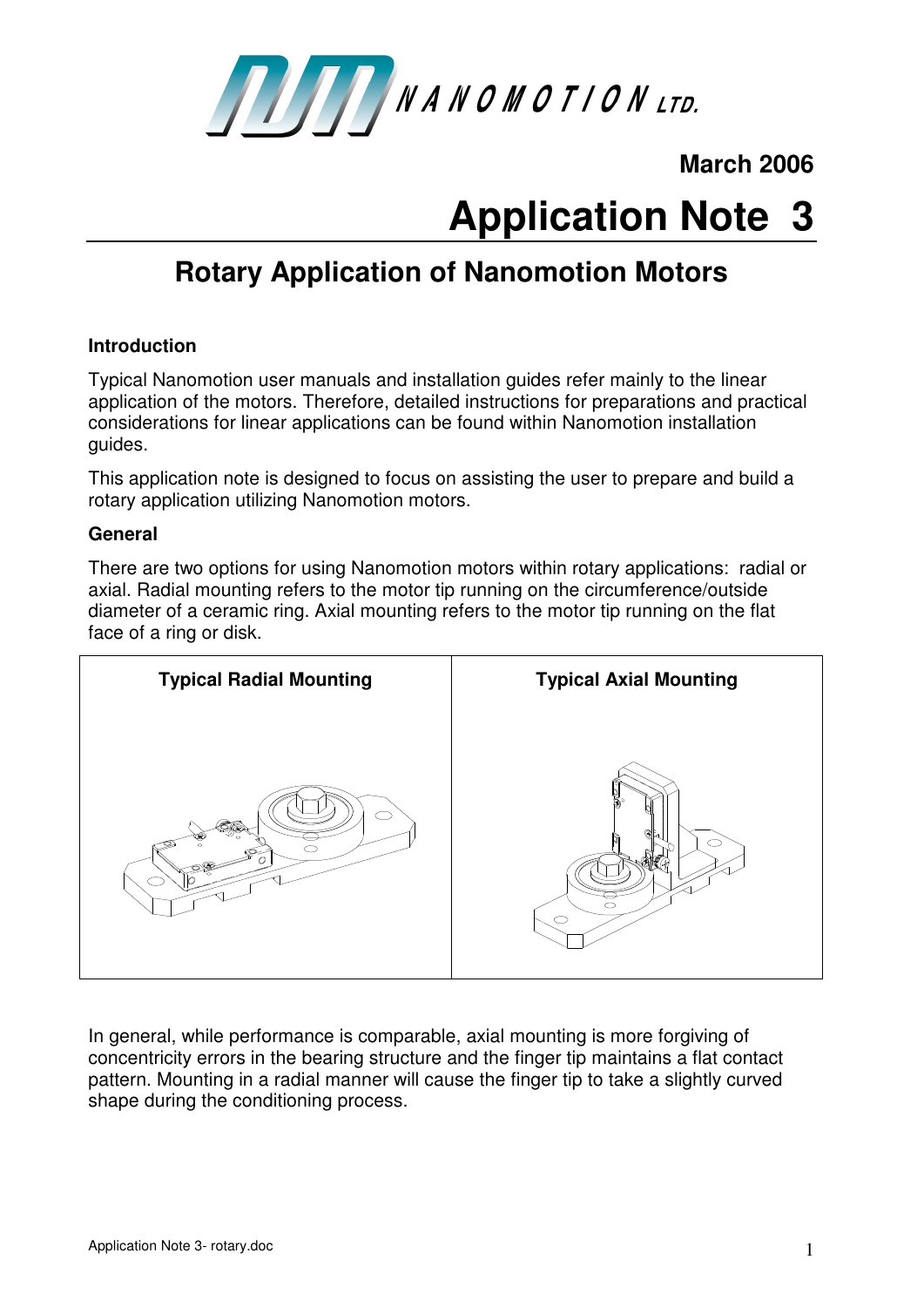NANOMOTION LTD.

**March 2006**

# Application Note 3

## Rotary Application of Nanomotion Motors

### Introduction

Typical Nanomotion user manuals and installation guides refer mainly to the linear application of the motors. Therefore, detailed instructions for preparations and practical considerations for linear applications can be found within Nanomotion installation guides.

This application note is designed to focus on assisting the user to prepare and build a rotary application utilizing Nanomotion motors.

### General

There are two options for using Nanomotion motors within rotary applications: radial or axial. Radial mounting refers to the motor tip running on the circumference/outside diameter of a ceramic ring. Axial mounting refers to the motor tip running on the flat face of a ring or disk.

| Typical Radial Mounting | Typical Axial Mounting |
|---|---|
| | |

In general, while performance is comparable, axial mounting is more forgiving of concentricity errors in the bearing structure and the finger tip maintains a flat contact pattern. Mounting in a radial manner will cause the finger tip to take a slightly curved shape during the conditioning process.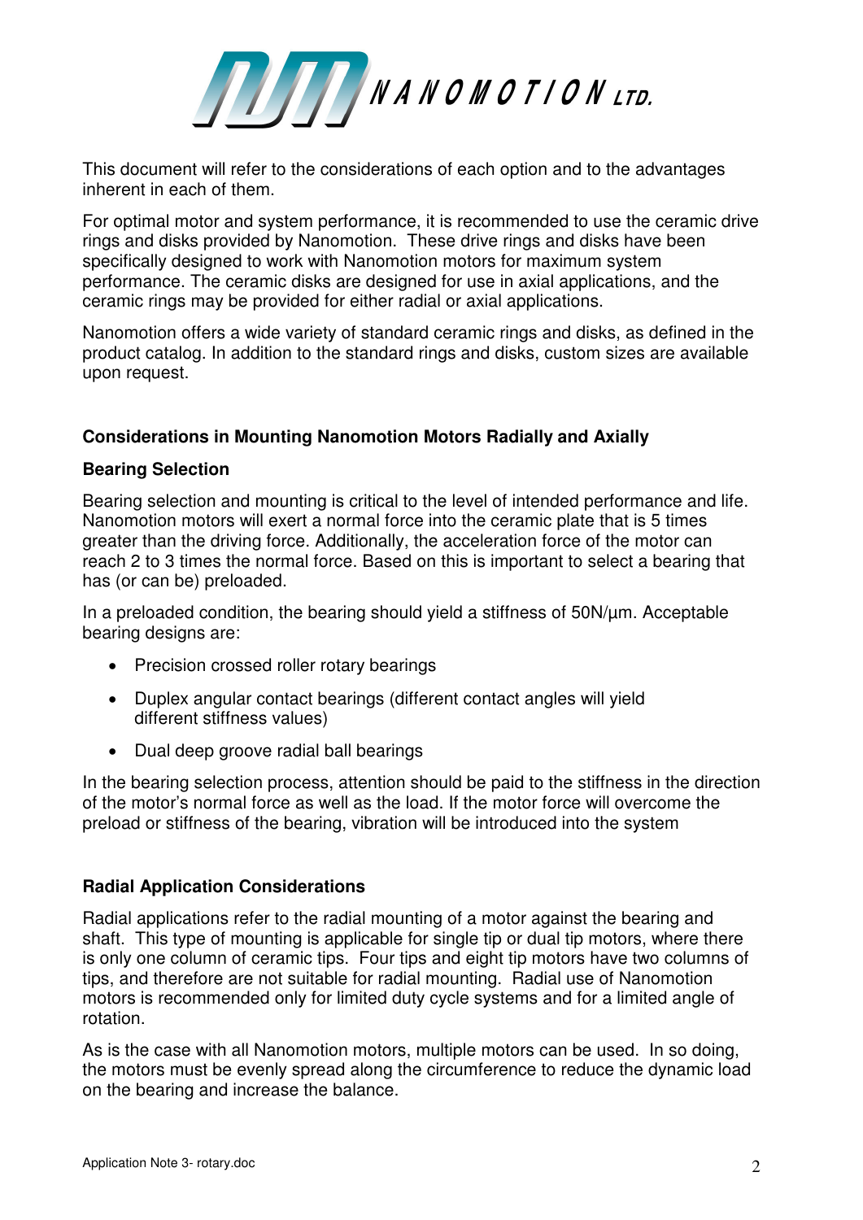This document will refer to the considerations of each option and to the advantages inherent in each of them.

For optimal motor and system performance, it is recommended to use the ceramic drive rings and disks provided by Nanomotion. These drive rings and disks have been specifically designed to work with Nanomotion motors for maximum system performance. The ceramic disks are designed for use in axial applications, and the ceramic rings may be provided for either radial or axial applications.

Nanomotion offers a wide variety of standard ceramic rings and disks, as defined in the product catalog. In addition to the standard rings and disks, custom sizes are available upon request.

## Considerations in Mounting Nanomotion Motors Radially and Axially

### Bearing Selection

Bearing selection and mounting is critical to the level of intended performance and life. Nanomotion motors will exert a normal force into the ceramic plate that is 5 times greater than the driving force. Additionally, the acceleration force of the motor can reach 2 to 3 times the normal force. Based on this is important to select a bearing that has (or can be) preloaded.

In a preloaded condition, the bearing should yield a stiffness of 50N/µm. Acceptable bearing designs are:

- Precision crossed roller rotary bearings
- Duplex angular contact bearings (different contact angles will yield different stiffness values)
- Dual deep groove radial ball bearings

In the bearing selection process, attention should be paid to the stiffness in the direction of the motor's normal force as well as the load. If the motor force will overcome the preload or stiffness of the bearing, vibration will be introduced into the system

### Radial Application Considerations

Radial applications refer to the radial mounting of a motor against the bearing and shaft. This type of mounting is applicable for single tip or dual tip motors, where there is only one column of ceramic tips. Four tips and eight tip motors have two columns of tips, and therefore are not suitable for radial mounting. Radial use of Nanomotion motors is recommended only for limited duty cycle systems and for a limited angle of rotation.

As is the case with all Nanomotion motors, multiple motors can be used. In so doing, the motors must be evenly spread along the circumference to reduce the dynamic load on the bearing and increase the balance.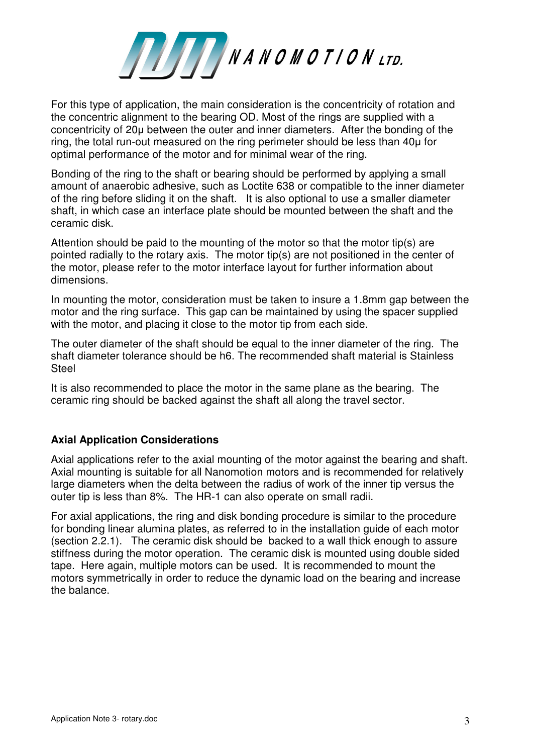For this type of application, the main consideration is the concentricity of rotation and the concentric alignment to the bearing OD. Most of the rings are supplied with a concentricity of 20µ between the outer and inner diameters. After the bonding of the ring, the total run-out measured on the ring perimeter should be less than 40µ for optimal performance of the motor and for minimal wear of the ring.

Bonding of the ring to the shaft or bearing should be performed by applying a small amount of anaerobic adhesive, such as Loctite 638 or compatible to the inner diameter of the ring before sliding it on the shaft. It is also optional to use a smaller diameter shaft, in which case an interface plate should be mounted between the shaft and the ceramic disk.

Attention should be paid to the mounting of the motor so that the motor tip(s) are pointed radially to the rotary axis. The motor tip(s) are not positioned in the center of the motor, please refer to the motor interface layout for further information about dimensions.

In mounting the motor, consideration must be taken to insure a 1.8mm gap between the motor and the ring surface. This gap can be maintained by using the spacer supplied with the motor, and placing it close to the motor tip from each side.

The outer diameter of the shaft should be equal to the inner diameter of the ring. The shaft diameter tolerance should be h6. The recommended shaft material is Stainless Steel

It is also recommended to place the motor in the same plane as the bearing. The ceramic ring should be backed against the shaft all along the travel sector.

**Axial Application Considerations**

Axial applications refer to the axial mounting of the motor against the bearing and shaft. Axial mounting is suitable for all Nanomotion motors and is recommended for relatively large diameters when the delta between the radius of work of the inner tip versus the outer tip is less than 8%. The HR-1 can also operate on small radii.

For axial applications, the ring and disk bonding procedure is similar to the procedure for bonding linear alumina plates, as referred to in the installation guide of each motor (section 2.2.1). The ceramic disk should be backed to a wall thick enough to assure stiffness during the motor operation. The ceramic disk is mounted using double sided tape. Here again, multiple motors can be used. It is recommended to mount the motors symmetrically in order to reduce the dynamic load on the bearing and increase the balance.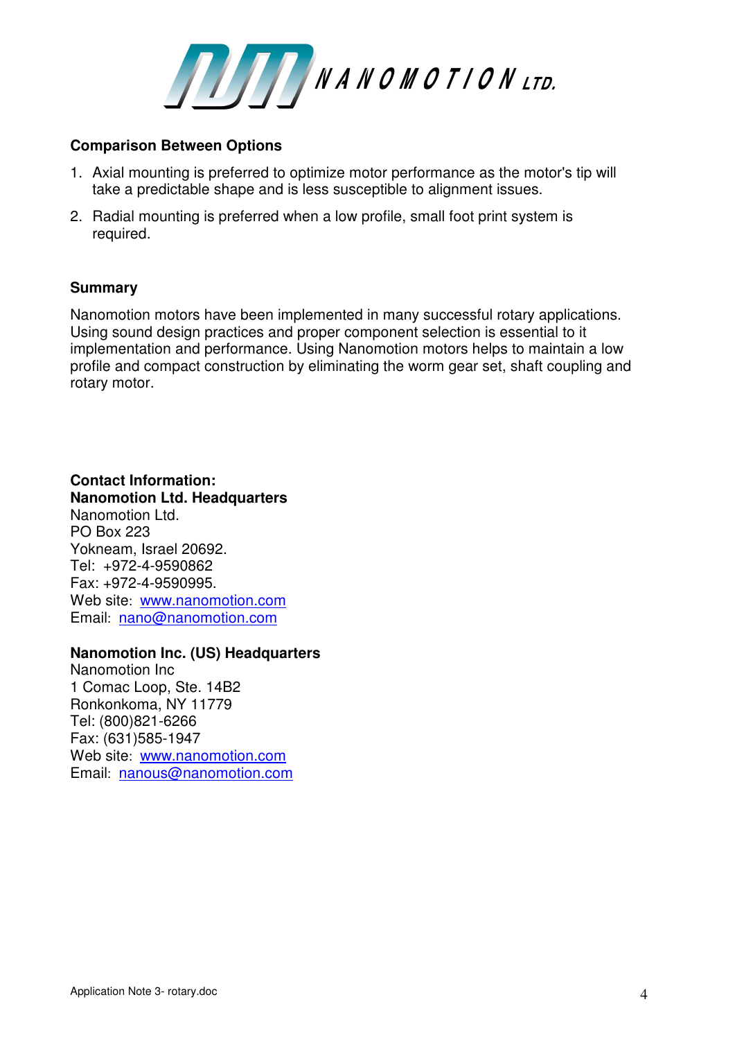## Comparison Between Options

1. Axial mounting is preferred to optimize motor performance as the motor's tip will take a predictable shape and is less susceptible to alignment issues.
2. Radial mounting is preferred when a low profile, small foot print system is required.

## Summary

Nanomotion motors have been implemented in many successful rotary applications. Using sound design practices and proper component selection is essential to it implementation and performance. Using Nanomotion motors helps to maintain a low profile and compact construction by eliminating the worm gear set, shaft coupling and rotary motor.

**Contact Information:**
**Nanomotion Ltd. Headquarters**
Nanomotion Ltd.
PO Box 223
Yokneam, Israel 20692.
Tel: +972-4-9590862
Fax: +972-4-9590995.
Web site: www.nanomotion.com
Email: nano@nanomotion.com

**Nanomotion Inc. (US) Headquarters**
Nanomotion Inc
1 Comac Loop, Ste. 14B2
Ronkonkoma, NY 11779
Tel: (800)821-6266
Fax: (631)585-1947
Web site: www.nanomotion.com
Email: nanous@nanomotion.com